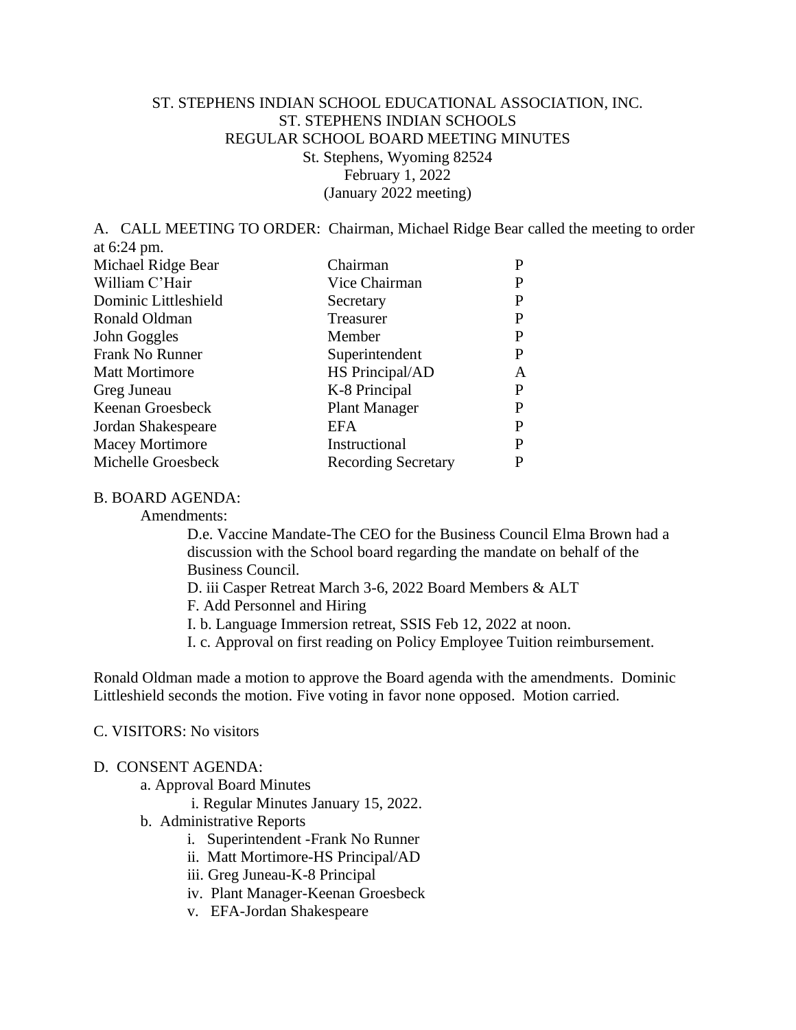ST. STEPHENS INDIAN SCHOOL EDUCATIONAL ASSOCIATION, INC.
ST. STEPHENS INDIAN SCHOOLS
REGULAR SCHOOL BOARD MEETING MINUTES
St. Stephens, Wyoming 82524
February 1, 2022
(January 2022 meeting)

A. CALL MEETING TO ORDER: Chairman, Michael Ridge Bear called the meeting to order at 6:24 pm.

| | | |
|---|---|---|
| Michael Ridge Bear | Chairman | P |
| William C'Hair | Vice Chairman | P |
| Dominic Littleshield | Secretary | P |
| Ronald Oldman | Treasurer | P |
| John Goggles | Member | P |
| Frank No Runner | Superintendent | P |
| Matt Mortimore | HS Principal/AD | A |
| Greg Juneau | K-8 Principal | P |
| Keenan Groesbeck | Plant Manager | P |
| Jordan Shakespeare | EFA | P |
| Macey Mortimore | Instructional | P |
| Michelle Groesbeck | Recording Secretary | P |

B. BOARD AGENDA:

Amendments:

D.e. Vaccine Mandate-The CEO for the Business Council Elma Brown had a discussion with the School board regarding the mandate on behalf of the Business Council.

D. iii Casper Retreat March 3-6, 2022 Board Members & ALT

F. Add Personnel and Hiring

I. b. Language Immersion retreat, SSIS Feb 12, 2022 at noon.

I. c. Approval on first reading on Policy Employee Tuition reimbursement.

Ronald Oldman made a motion to approve the Board agenda with the amendments. Dominic Littleshield seconds the motion. Five voting in favor none opposed. Motion carried.

C. VISITORS: No visitors

D. CONSENT AGENDA:

a. Approval Board Minutes
  i. Regular Minutes January 15, 2022.

b. Administrative Reports
  i. Superintendent -Frank No Runner
  ii. Matt Mortimore-HS Principal/AD
  iii. Greg Juneau-K-8 Principal
  iv. Plant Manager-Keenan Groesbeck
  v. EFA-Jordan Shakespeare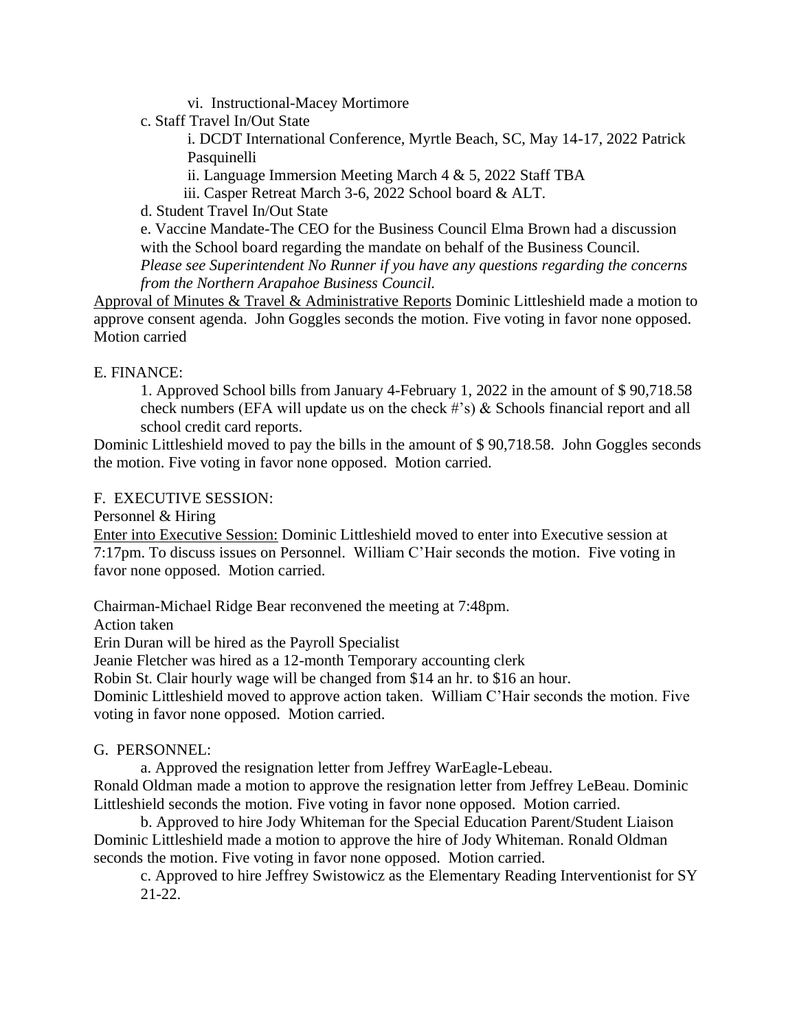vi. Instructional-Macey Mortimore

c. Staff Travel In/Out State

i. DCDT International Conference, Myrtle Beach, SC, May 14-17, 2022 Patrick Pasquinelli

ii. Language Immersion Meeting March 4 & 5, 2022 Staff TBA

iii. Casper Retreat March 3-6, 2022 School board & ALT.

d. Student Travel In/Out State

e. Vaccine Mandate-The CEO for the Business Council Elma Brown had a discussion with the School board regarding the mandate on behalf of the Business Council. *Please see Superintendent No Runner if you have any questions regarding the concerns from the Northern Arapahoe Business Council.*

Approval of Minutes & Travel & Administrative Reports Dominic Littleshield made a motion to approve consent agenda. John Goggles seconds the motion. Five voting in favor none opposed. Motion carried

E. FINANCE:

1. Approved School bills from January 4-February 1, 2022 in the amount of $ 90,718.58 check numbers (EFA will update us on the check #'s) & Schools financial report and all school credit card reports.

Dominic Littleshield moved to pay the bills in the amount of $ 90,718.58. John Goggles seconds the motion. Five voting in favor none opposed. Motion carried.

F. EXECUTIVE SESSION:

Personnel & Hiring

Enter into Executive Session: Dominic Littleshield moved to enter into Executive session at 7:17pm. To discuss issues on Personnel. William C'Hair seconds the motion. Five voting in favor none opposed. Motion carried.

Chairman-Michael Ridge Bear reconvened the meeting at 7:48pm.

Action taken

Erin Duran will be hired as the Payroll Specialist

Jeanie Fletcher was hired as a 12-month Temporary accounting clerk

Robin St. Clair hourly wage will be changed from $14 an hr. to $16 an hour.

Dominic Littleshield moved to approve action taken. William C'Hair seconds the motion. Five voting in favor none opposed. Motion carried.

G. PERSONNEL:

a. Approved the resignation letter from Jeffrey WarEagle-Lebeau.

Ronald Oldman made a motion to approve the resignation letter from Jeffrey LeBeau. Dominic Littleshield seconds the motion. Five voting in favor none opposed. Motion carried.

b. Approved to hire Jody Whiteman for the Special Education Parent/Student Liaison

Dominic Littleshield made a motion to approve the hire of Jody Whiteman. Ronald Oldman seconds the motion. Five voting in favor none opposed. Motion carried.

c. Approved to hire Jeffrey Swistowicz as the Elementary Reading Interventionist for SY 21-22.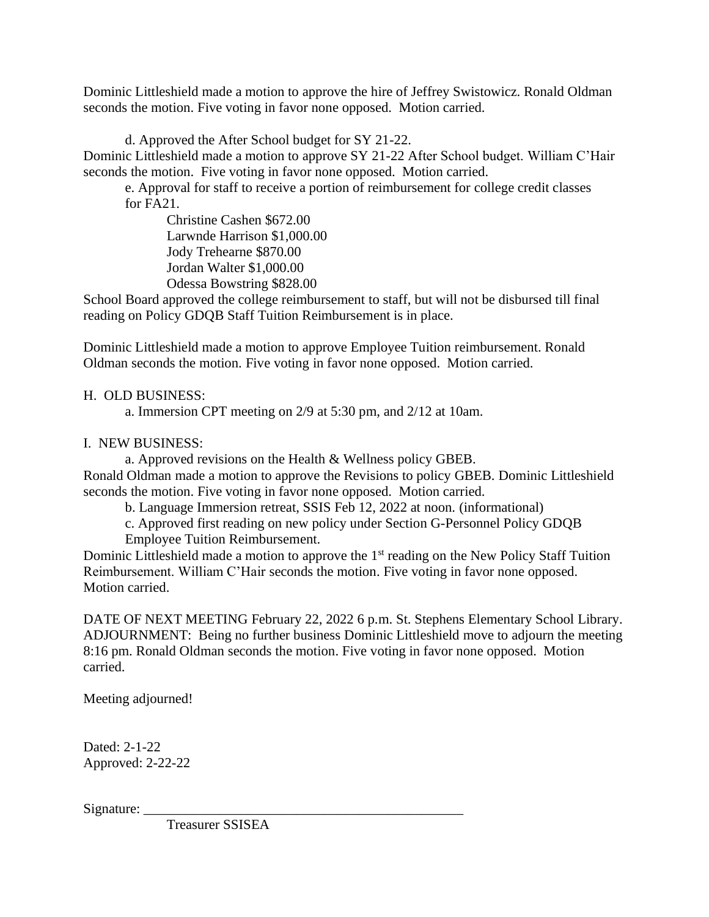Dominic Littleshield made a motion to approve the hire of Jeffrey Swistowicz. Ronald Oldman seconds the motion. Five voting in favor none opposed. Motion carried.

d. Approved the After School budget for SY 21-22.

Dominic Littleshield made a motion to approve SY 21-22 After School budget. William C'Hair seconds the motion. Five voting in favor none opposed. Motion carried.

e. Approval for staff to receive a portion of reimbursement for college credit classes for FA21.

Christine Cashen $672.00
Larwnde Harrison $1,000.00
Jody Trehearne $870.00
Jordan Walter $1,000.00
Odessa Bowstring $828.00

School Board approved the college reimbursement to staff, but will not be disbursed till final reading on Policy GDQB Staff Tuition Reimbursement is in place.

Dominic Littleshield made a motion to approve Employee Tuition reimbursement. Ronald Oldman seconds the motion. Five voting in favor none opposed. Motion carried.

H. OLD BUSINESS:

a. Immersion CPT meeting on 2/9 at 5:30 pm, and 2/12 at 10am.

I. NEW BUSINESS:

a. Approved revisions on the Health & Wellness policy GBEB.

Ronald Oldman made a motion to approve the Revisions to policy GBEB. Dominic Littleshield seconds the motion. Five voting in favor none opposed. Motion carried.

b. Language Immersion retreat, SSIS Feb 12, 2022 at noon. (informational)

c. Approved first reading on new policy under Section G-Personnel Policy GDQB Employee Tuition Reimbursement.

Dominic Littleshield made a motion to approve the 1st reading on the New Policy Staff Tuition Reimbursement. William C'Hair seconds the motion. Five voting in favor none opposed. Motion carried.

DATE OF NEXT MEETING February 22, 2022 6 p.m. St. Stephens Elementary School Library.
ADJOURNMENT: Being no further business Dominic Littleshield move to adjourn the meeting 8:16 pm. Ronald Oldman seconds the motion. Five voting in favor none opposed. Motion carried.

Meeting adjourned!

Dated: 2-1-22
Approved: 2-22-22

Signature: \_\_\_\_\_\_\_\_\_\_\_\_\_\_\_\_\_\_\_\_\_\_\_\_\_\_\_\_\_\_\_\_\_\_\_\_\_\_\_\_\_\_\_\_\_\_\_\_

Treasurer SSISEA